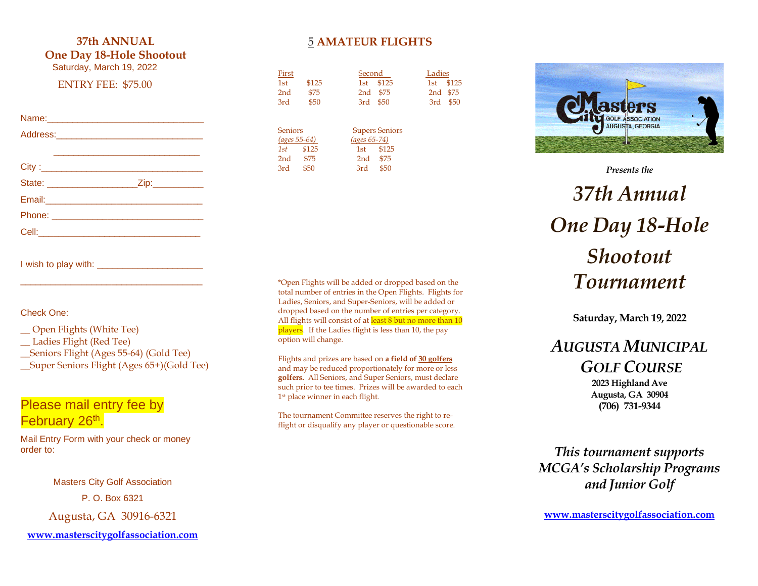## 37th ANNUAL
## One Day 18-Hole Shootout

Saturday, March 19, 2022

ENTRY FEE: $75.00

Name:______________________________

Address:____________________________

______________________________

City :_______________________________

State: _________________Zip:__________

Email:______________________________

Phone: ______________________________

Cell:________________________________

I wish to play with: ____________________

___________________________________

Check One:

__ Open Flights (White Tee)
__ Ladies Flight (Red Tee)
__Seniors Flight (Ages 55-64) (Gold Tee)
__Super Seniors Flight (Ages 65+)(Gold Tee)

**Please mail entry fee by February 26th.**

Mail Entry Form with your check or money order to:

Masters City Golf Association
P. O. Box 6321
Augusta, GA 30916-6321

www.masterscitygolfassociation.com

## 5 AMATEUR FLIGHTS

| First | | Second | | Ladies | |
|---|---|---|---|---|---|
| 1st | $125 | 1st | $125 | 1st | $125 |
| 2nd | $75 | 2nd | $75 | 2nd | $75 |
| 3rd | $50 | 3rd | $50 | 3rd | $50 |

| Seniors (ages 55-64) | | Supers Seniors (ages 65-74) | |
|---|---|---|---|
| 1st | $125 | 1st | $125 |
| 2nd | $75 | 2nd | $75 |
| 3rd | $50 | 3rd | $50 |

*Open Flights will be added or dropped based on the total number of entries in the Open Flights. Flights for Ladies, Seniors, and Super-Seniors, will be added or dropped based on the number of entries per category. All flights will consist of at least 8 but no more than 10 players. If the Ladies flight is less than 10, the pay option will change.

Flights and prizes are based on **a field of 30 golfers** and may be reduced proportionately for more or less **golfers.** All Seniors, and Super Seniors, must declare such prior to tee times. Prizes will be awarded to each 1st place winner in each flight.

The tournament Committee reserves the right to re-flight or disqualify any player or questionable score.

Masters City GOLF ASSOCIATION AUGUSTA, GEORGIA

*Presents the*

# *37th Annual One Day 18-Hole Shootout Tournament*

**Saturday, March 19, 2022**

## *AUGUSTA MUNICIPAL GOLF COURSE*

**2023 Highland Ave**
**Augusta, GA 30904**
**(706) 731-9344**

*This tournament supports MCGA's Scholarship Programs and Junior Golf*

www.masterscitygolfassociation.com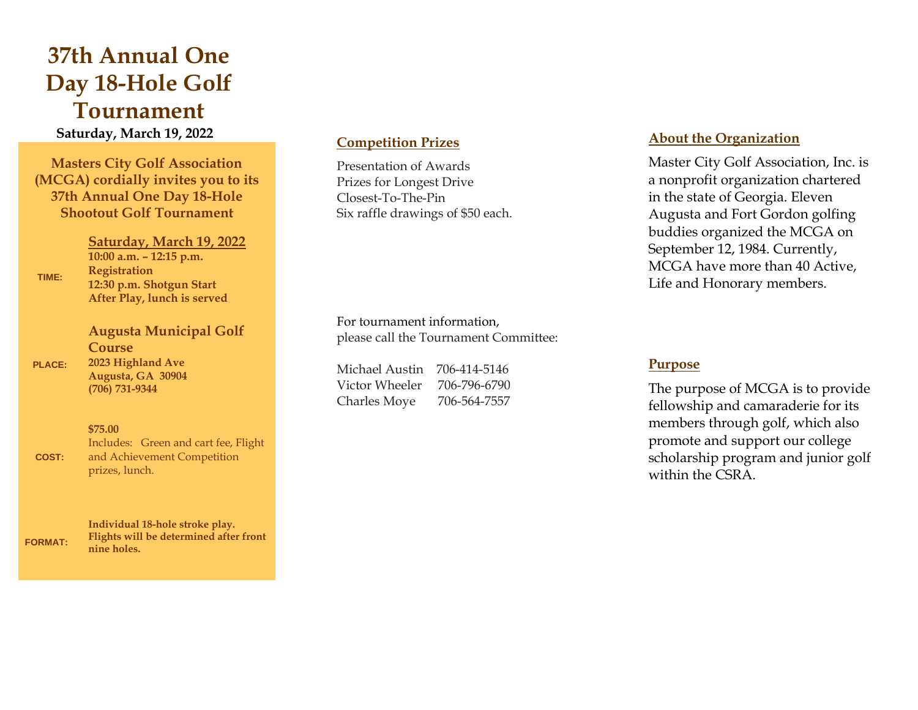# 37th Annual One Day 18-Hole Golf Tournament

**Saturday, March 19, 2022**

**Masters City Golf Association (MCGA) cordially invites you to its 37th Annual One Day 18-Hole Shootout Golf Tournament**

| | |
|---|---|
| **TIME:** | **Saturday, March 19, 2022**<br>**10:00 a.m. – 12:15 p.m. Registration**<br>**12:30 p.m. Shotgun Start**<br>**After Play, lunch is served** |
| **PLACE:** | **Augusta Municipal Golf Course**<br>**2023 Highland Ave**<br>**Augusta, GA 30904**<br>**(706) 731-9344** |
| **COST:** | **$75.00**<br>Includes: Green and cart fee, Flight and Achievement Competition prizes, lunch. |
| **FORMAT:** | **Individual 18-hole stroke play. Flights will be determined after front nine holes.** |

## Competition Prizes

Presentation of Awards
Prizes for Longest Drive
Closest-To-The-Pin
Six raffle drawings of $50 each.

For tournament information, please call the Tournament Committee:

| | |
|---|---|
| Michael Austin | 706-414-5146 |
| Victor Wheeler | 706-796-6790 |
| Charles Moye | 706-564-7557 |

## About the Organization

Master City Golf Association, Inc. is a nonprofit organization chartered in the state of Georgia. Eleven Augusta and Fort Gordon golfing buddies organized the MCGA on September 12, 1984. Currently, MCGA have more than 40 Active, Life and Honorary members.

## Purpose

The purpose of MCGA is to provide fellowship and camaraderie for its members through golf, which also promote and support our college scholarship program and junior golf within the CSRA.